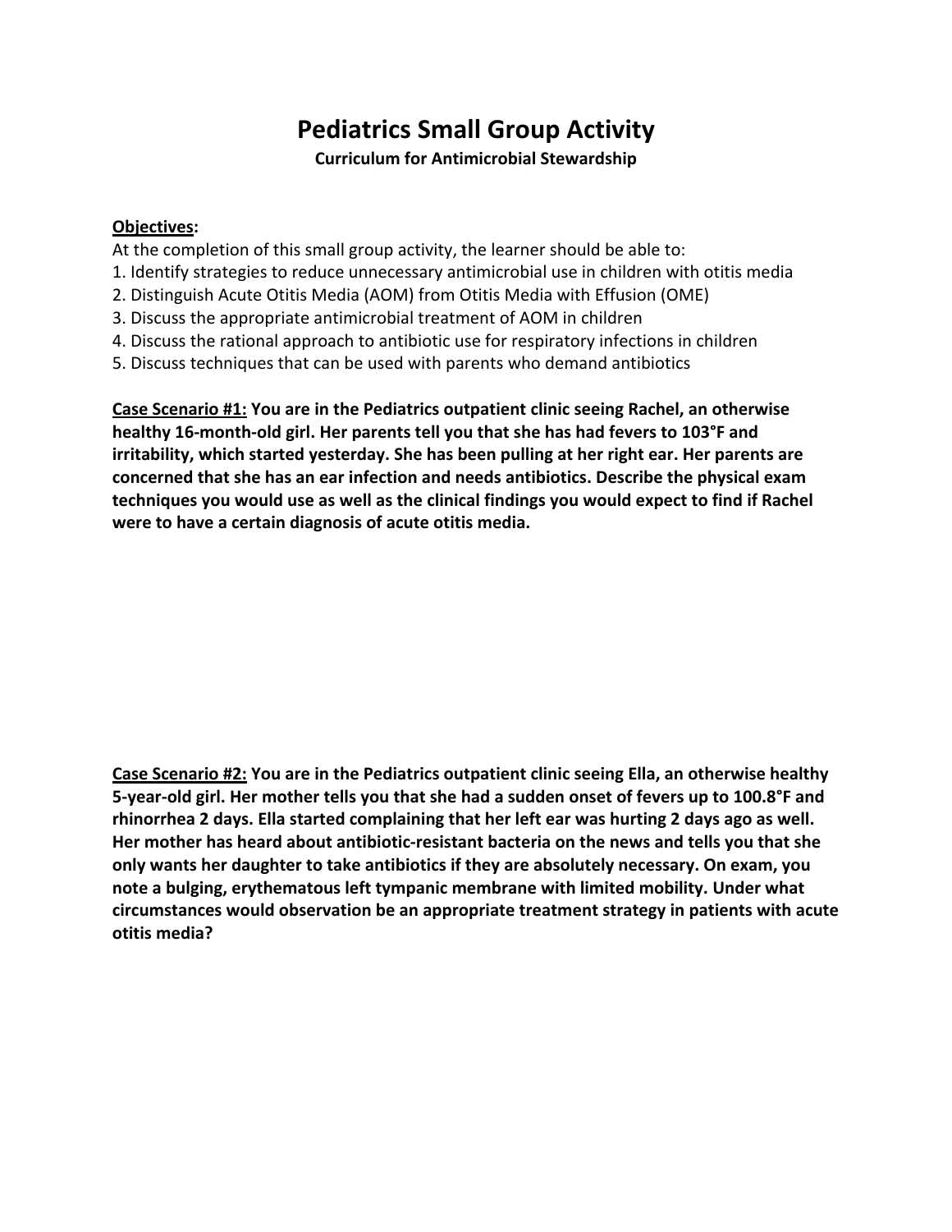# Pediatrics Small Group Activity

**Curriculum for Antimicrobial Stewardship**

**Objectives:**

At the completion of this small group activity, the learner should be able to:

1. Identify strategies to reduce unnecessary antimicrobial use in children with otitis media
2. Distinguish Acute Otitis Media (AOM) from Otitis Media with Effusion (OME)
3. Discuss the appropriate antimicrobial treatment of AOM in children
4. Discuss the rational approach to antibiotic use for respiratory infections in children
5. Discuss techniques that can be used with parents who demand antibiotics

**Case Scenario #1: You are in the Pediatrics outpatient clinic seeing Rachel, an otherwise healthy 16-month-old girl. Her parents tell you that she has had fevers to 103°F and irritability, which started yesterday. She has been pulling at her right ear. Her parents are concerned that she has an ear infection and needs antibiotics. Describe the physical exam techniques you would use as well as the clinical findings you would expect to find if Rachel were to have a certain diagnosis of acute otitis media.**

**Case Scenario #2: You are in the Pediatrics outpatient clinic seeing Ella, an otherwise healthy 5-year-old girl. Her mother tells you that she had a sudden onset of fevers up to 100.8°F and rhinorrhea 2 days. Ella started complaining that her left ear was hurting 2 days ago as well. Her mother has heard about antibiotic-resistant bacteria on the news and tells you that she only wants her daughter to take antibiotics if they are absolutely necessary. On exam, you note a bulging, erythematous left tympanic membrane with limited mobility. Under what circumstances would observation be an appropriate treatment strategy in patients with acute otitis media?**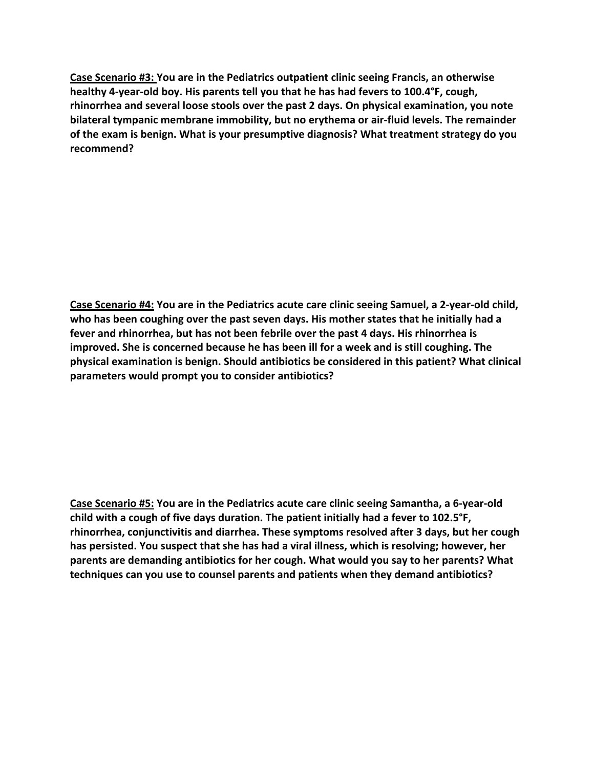**<u>Case Scenario #3:</u> You are in the Pediatrics outpatient clinic seeing Francis, an otherwise healthy 4-year-old boy. His parents tell you that he has had fevers to 100.4°F, cough, rhinorrhea and several loose stools over the past 2 days. On physical examination, you note bilateral tympanic membrane immobility, but no erythema or air-fluid levels. The remainder of the exam is benign. What is your presumptive diagnosis? What treatment strategy do you recommend?**

**<u>Case Scenario #4:</u> You are in the Pediatrics acute care clinic seeing Samuel, a 2-year-old child, who has been coughing over the past seven days. His mother states that he initially had a fever and rhinorrhea, but has not been febrile over the past 4 days. His rhinorrhea is improved. She is concerned because he has been ill for a week and is still coughing. The physical examination is benign. Should antibiotics be considered in this patient? What clinical parameters would prompt you to consider antibiotics?**

**<u>Case Scenario #5:</u> You are in the Pediatrics acute care clinic seeing Samantha, a 6-year-old child with a cough of five days duration. The patient initially had a fever to 102.5°F, rhinorrhea, conjunctivitis and diarrhea. These symptoms resolved after 3 days, but her cough has persisted. You suspect that she has had a viral illness, which is resolving; however, her parents are demanding antibiotics for her cough. What would you say to her parents? What techniques can you use to counsel parents and patients when they demand antibiotics?**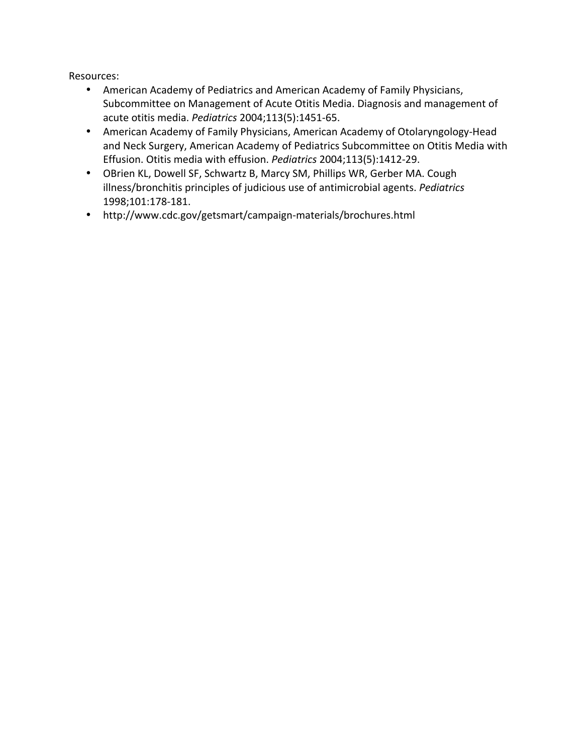Resources:

- American Academy of Pediatrics and American Academy of Family Physicians, Subcommittee on Management of Acute Otitis Media. Diagnosis and management of acute otitis media. *Pediatrics* 2004;113(5):1451-65.
- American Academy of Family Physicians, American Academy of Otolaryngology-Head and Neck Surgery, American Academy of Pediatrics Subcommittee on Otitis Media with Effusion. Otitis media with effusion. *Pediatrics* 2004;113(5):1412-29.
- OBrien KL, Dowell SF, Schwartz B, Marcy SM, Phillips WR, Gerber MA. Cough illness/bronchitis principles of judicious use of antimicrobial agents. *Pediatrics* 1998;101:178-181.
- http://www.cdc.gov/getsmart/campaign-materials/brochures.html